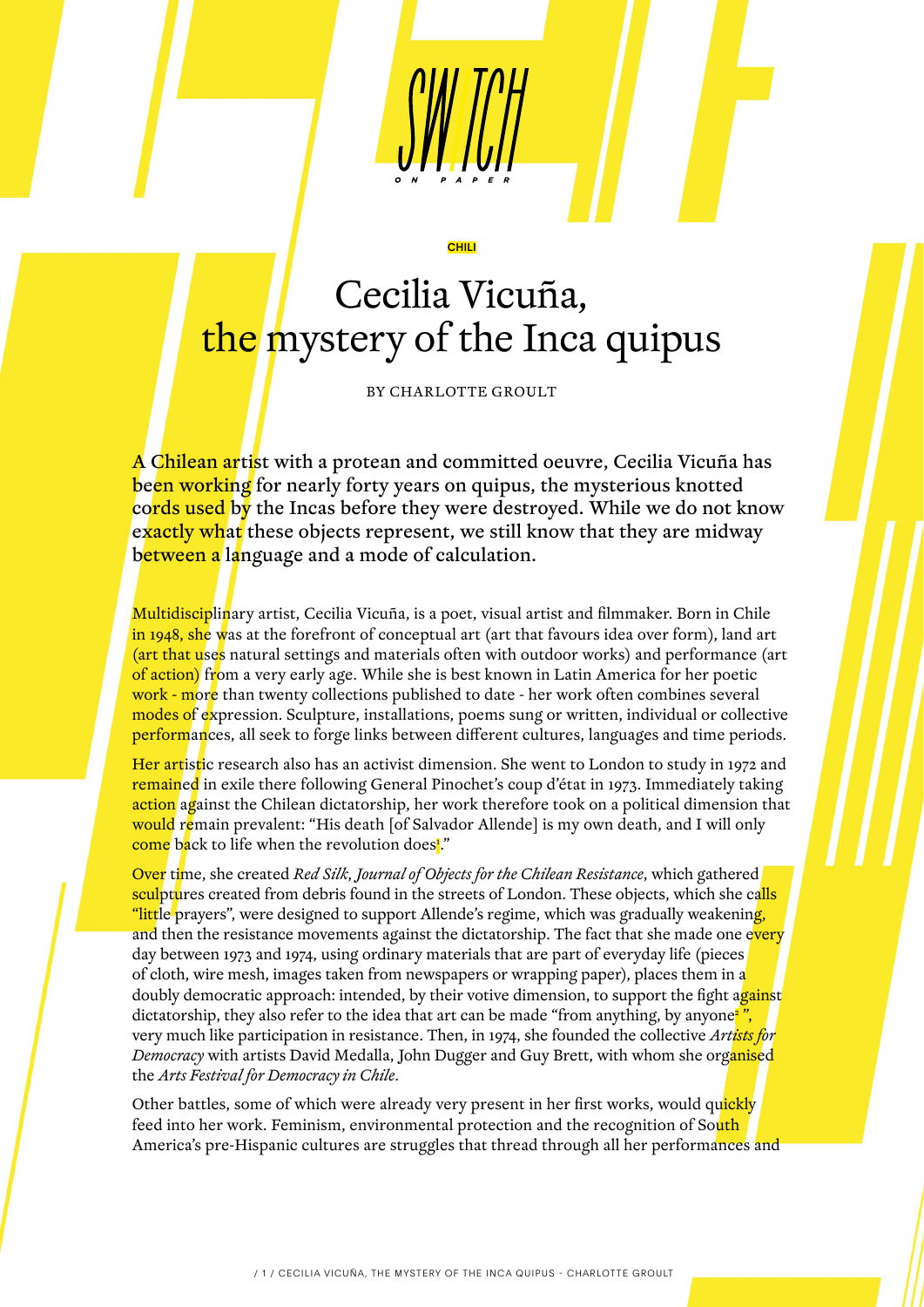SWITCH ON PAPER

CHILI

# Cecilia Vicuña, the mystery of the Inca quipus

BY CHARLOTTE GROULT

**A Chilean artist with a protean and committed oeuvre, Cecilia Vicuña has been working for nearly forty years on quipus, the mysterious knotted cords used by the Incas before they were destroyed. While we do not know exactly what these objects represent, we still know that they are midway between a language and a mode of calculation.**

Multidisciplinary artist, Cecilia Vicuña, is a poet, visual artist and filmmaker. Born in Chile in 1948, she was at the forefront of conceptual art (art that favours idea over form), land art (art that uses natural settings and materials often with outdoor works) and performance (art of action) from a very early age. While she is best known in Latin America for her poetic work - more than twenty collections published to date - her work often combines several modes of expression. Sculpture, installations, poems sung or written, individual or collective performances, all seek to forge links between different cultures, languages and time periods.

Her artistic research also has an activist dimension. She went to London to study in 1972 and remained in exile there following General Pinochet's coup d'état in 1973. Immediately taking action against the Chilean dictatorship, her work therefore took on a political dimension that would remain prevalent: "His death [of Salvador Allende] is my own death, and I will only come back to life when the revolution does[1]."

Over time, she created *Red Silk, Journal of Objects for the Chilean Resistance*, which gathered sculptures created from debris found in the streets of London. These objects, which she calls "little prayers", were designed to support Allende's regime, which was gradually weakening, and then the resistance movements against the dictatorship. The fact that she made one every day between 1973 and 1974, using ordinary materials that are part of everyday life (pieces of cloth, wire mesh, images taken from newspapers or wrapping paper), places them in a doubly democratic approach: intended, by their votive dimension, to support the fight against dictatorship, they also refer to the idea that art can be made "from anything, by anyone[2]", very much like participation in resistance. Then, in 1974, she founded the collective *Artists for Democracy* with artists David Medalla, John Dugger and Guy Brett, with whom she organised the *Arts Festival for Democracy in Chile*.

Other battles, some of which were already very present in her first works, would quickly feed into her work. Feminism, environmental protection and the recognition of South America's pre-Hispanic cultures are struggles that thread through all her performances and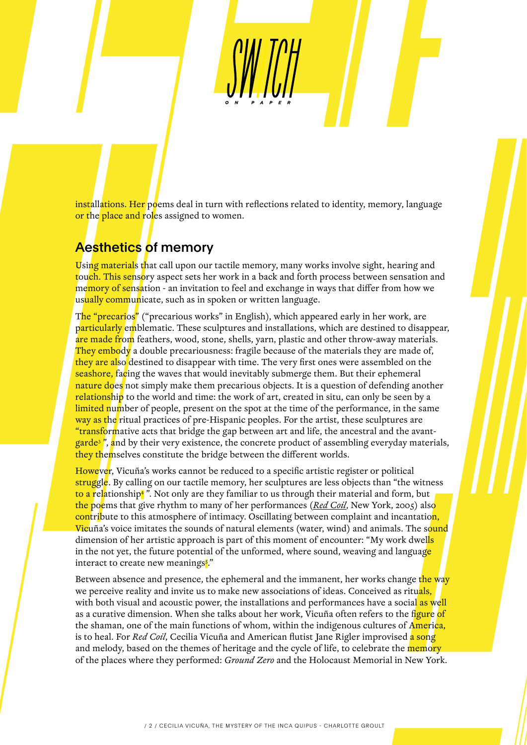installations. Her poems deal in turn with reflections related to identity, memory, language or the place and roles assigned to women.

## Aesthetics of memory

Using materials that call upon our tactile memory, many works involve sight, hearing and touch. This sensory aspect sets her work in a back and forth process between sensation and memory of sensation - an invitation to feel and exchange in ways that differ from how we usually communicate, such as in spoken or written language.

The "precarios" ("precarious works" in English), which appeared early in her work, are particularly emblematic. These sculptures and installations, which are destined to disappear, are made from feathers, wood, stone, shells, yarn, plastic and other throw-away materials. They embody a double precariousness: fragile because of the materials they are made of, they are also destined to disappear with time. The very first ones were assembled on the seashore, facing the waves that would inevitably submerge them. But their ephemeral nature does not simply make them precarious objects. It is a question of defending another relationship to the world and time: the work of art, created in situ, can only be seen by a limited number of people, present on the spot at the time of the performance, in the same way as the ritual practices of pre-Hispanic peoples. For the artist, these sculptures are "transformative acts that bridge the gap between art and life, the ancestral and the avant-garde[3] ", and by their very existence, the concrete product of assembling everyday materials, they themselves constitute the bridge between the different worlds.

However, Vicuña's works cannot be reduced to a specific artistic register or political struggle. By calling on our tactile memory, her sculptures are less objects than "the witness to a relationship[4] ". Not only are they familiar to us through their material and form, but the poems that give rhythm to many of her performances (*Red Coil*, New York, 2005) also contribute to this atmosphere of intimacy. Oscillating between complaint and incantation, Vicuña's voice imitates the sounds of natural elements (water, wind) and animals. The sound dimension of her artistic approach is part of this moment of encounter: "My work dwells in the not yet, the future potential of the unformed, where sound, weaving and language interact to create new meanings[5]."

Between absence and presence, the ephemeral and the immanent, her works change the way we perceive reality and invite us to make new associations of ideas. Conceived as rituals, with both visual and acoustic power, the installations and performances have a social as well as a curative dimension. When she talks about her work, Vicuña often refers to the figure of the shaman, one of the main functions of whom, within the indigenous cultures of America, is to heal. For *Red Coil*, Cecilia Vicuña and American flutist Jane Rigler improvised a song and melody, based on the themes of heritage and the cycle of life, to celebrate the memory of the places where they performed: *Ground Zero* and the Holocaust Memorial in New York.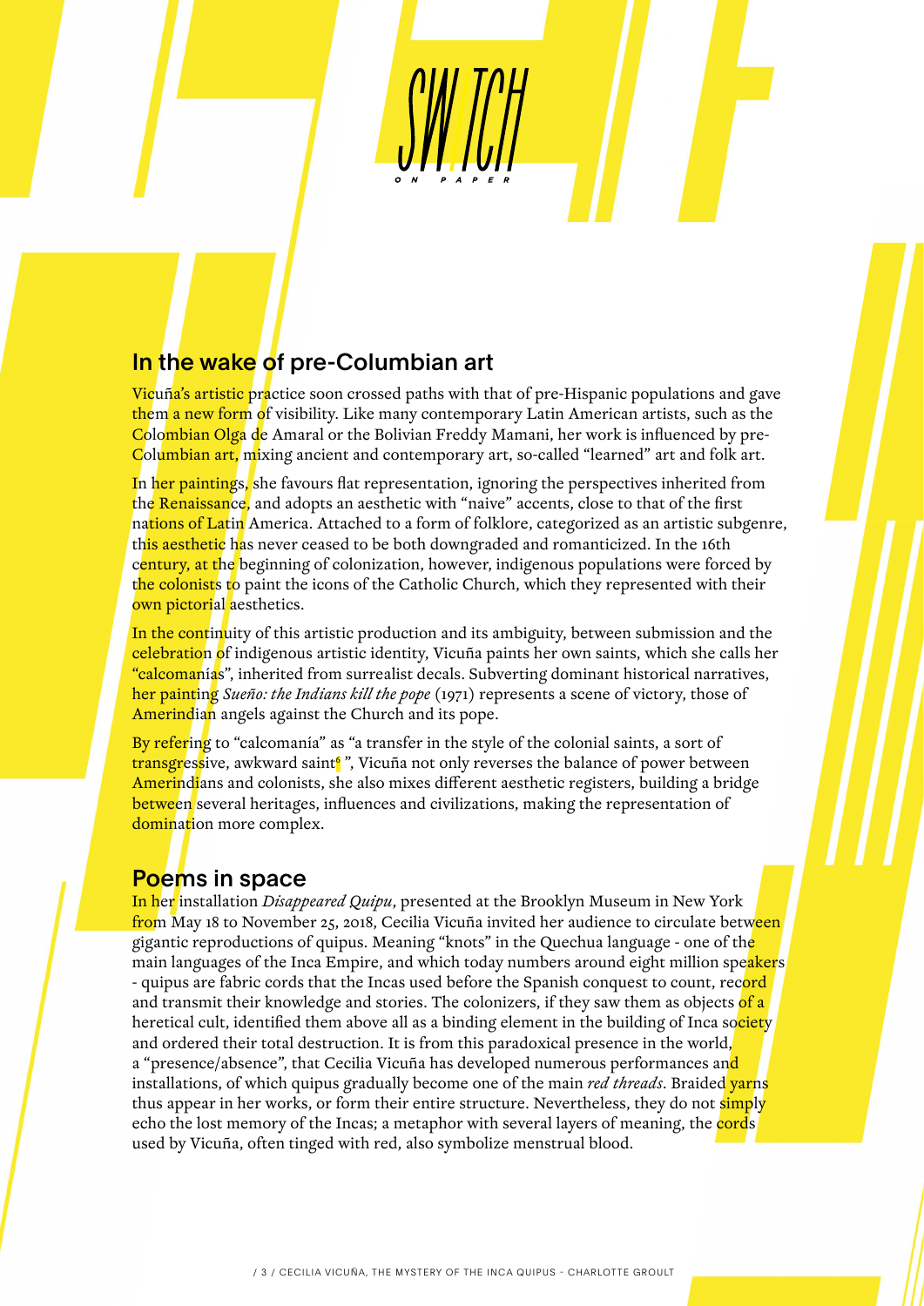## In the wake of pre-Columbian art

Vicuña's artistic practice soon crossed paths with that of pre-Hispanic populations and gave them a new form of visibility. Like many contemporary Latin American artists, such as the Colombian Olga de Amaral or the Bolivian Freddy Mamani, her work is influenced by pre-Columbian art, mixing ancient and contemporary art, so-called "learned" art and folk art.

In her paintings, she favours flat representation, ignoring the perspectives inherited from the Renaissance, and adopts an aesthetic with "naive" accents, close to that of the first nations of Latin America. Attached to a form of folklore, categorized as an artistic subgenre, this aesthetic has never ceased to be both downgraded and romanticized. In the 16th century, at the beginning of colonization, however, indigenous populations were forced by the colonists to paint the icons of the Catholic Church, which they represented with their own pictorial aesthetics.

In the continuity of this artistic production and its ambiguity, between submission and the celebration of indigenous artistic identity, Vicuña paints her own saints, which she calls her "calcomanías", inherited from surrealist decals. Subverting dominant historical narratives, her painting *Sueño: the Indians kill the pope* (1971) represents a scene of victory, those of Amerindian angels against the Church and its pope.

By refering to "calcomanía" as "a transfer in the style of the colonial saints, a sort of transgressive, awkward saint[6]", Vicuña not only reverses the balance of power between Amerindians and colonists, she also mixes different aesthetic registers, building a bridge between several heritages, influences and civilizations, making the representation of domination more complex.

## Poems in space

In her installation *Disappeared Quipu*, presented at the Brooklyn Museum in New York from May 18 to November 25, 2018, Cecilia Vicuña invited her audience to circulate between gigantic reproductions of quipus. Meaning "knots" in the Quechua language - one of the main languages of the Inca Empire, and which today numbers around eight million speakers - quipus are fabric cords that the Incas used before the Spanish conquest to count, record and transmit their knowledge and stories. The colonizers, if they saw them as objects of a heretical cult, identified them above all as a binding element in the building of Inca society and ordered their total destruction. It is from this paradoxical presence in the world, a "presence/absence", that Cecilia Vicuña has developed numerous performances and installations, of which quipus gradually become one of the main *red threads*. Braided yarns thus appear in her works, or form their entire structure. Nevertheless, they do not simply echo the lost memory of the Incas; a metaphor with several layers of meaning, the cords used by Vicuña, often tinged with red, also symbolize menstrual blood.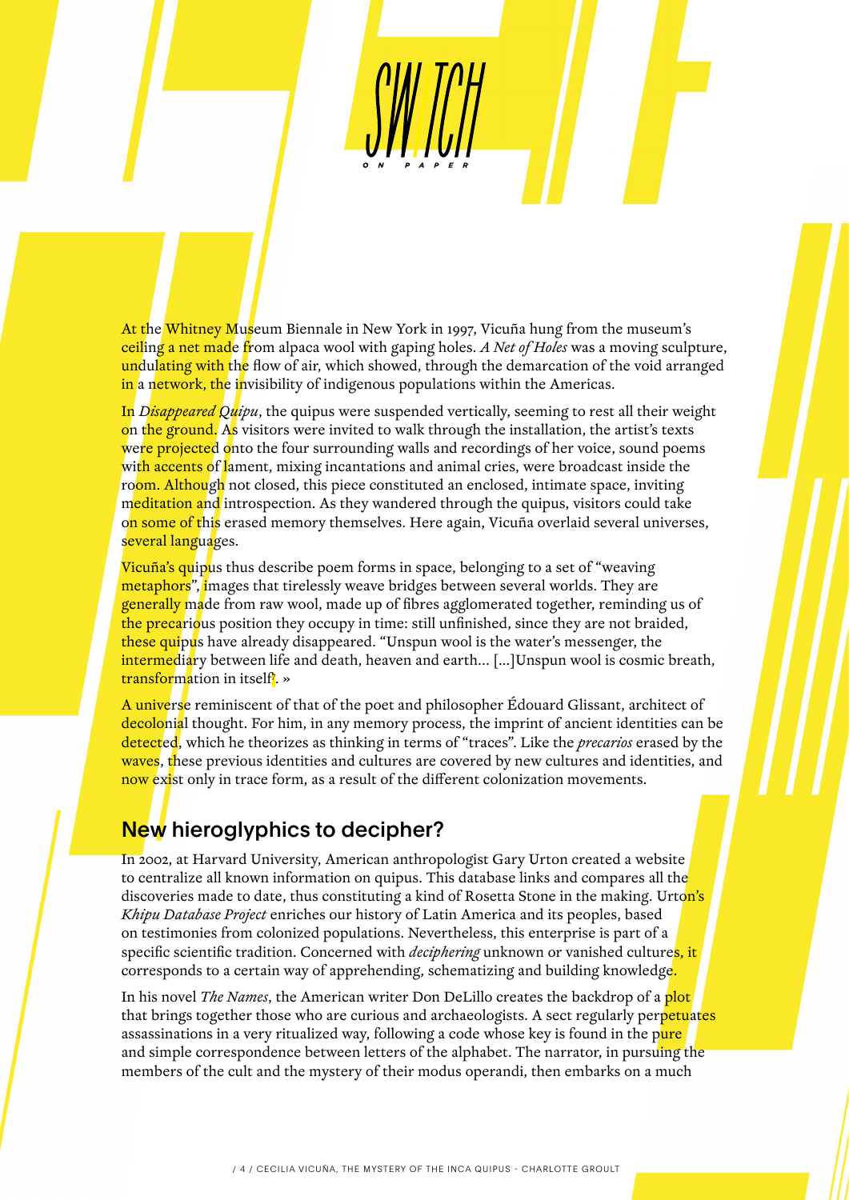At the Whitney Museum Biennale in New York in 1997, Vicuña hung from the museum's ceiling a net made from alpaca wool with gaping holes. *A Net of Holes* was a moving sculpture, undulating with the flow of air, which showed, through the demarcation of the void arranged in a network, the invisibility of indigenous populations within the Americas.

In *Disappeared Quipu*, the quipus were suspended vertically, seeming to rest all their weight on the ground. As visitors were invited to walk through the installation, the artist's texts were projected onto the four surrounding walls and recordings of her voice, sound poems with accents of lament, mixing incantations and animal cries, were broadcast inside the room. Although not closed, this piece constituted an enclosed, intimate space, inviting meditation and introspection. As they wandered through the quipus, visitors could take on some of this erased memory themselves. Here again, Vicuña overlaid several universes, several languages.

Vicuña's quipus thus describe poem forms in space, belonging to a set of "weaving metaphors", images that tirelessly weave bridges between several worlds. They are generally made from raw wool, made up of fibres agglomerated together, reminding us of the precarious position they occupy in time: still unfinished, since they are not braided, these quipus have already disappeared. "Unspun wool is the water's messenger, the intermediary between life and death, heaven and earth... [...]Unspun wool is cosmic breath, transformation in itself[7]. »

A universe reminiscent of that of the poet and philosopher Édouard Glissant, architect of decolonial thought. For him, in any memory process, the imprint of ancient identities can be detected, which he theorizes as thinking in terms of "traces". Like the *precarios* erased by the waves, these previous identities and cultures are covered by new cultures and identities, and now exist only in trace form, as a result of the different colonization movements.

## New hieroglyphics to decipher?

In 2002, at Harvard University, American anthropologist Gary Urton created a website to centralize all known information on quipus. This database links and compares all the discoveries made to date, thus constituting a kind of Rosetta Stone in the making. Urton's *Khipu Database Project* enriches our history of Latin America and its peoples, based on testimonies from colonized populations. Nevertheless, this enterprise is part of a specific scientific tradition. Concerned with *deciphering* unknown or vanished cultures, it corresponds to a certain way of apprehending, schematizing and building knowledge.

In his novel *The Names*, the American writer Don DeLillo creates the backdrop of a plot that brings together those who are curious and archaeologists. A sect regularly perpetuates assassinations in a very ritualized way, following a code whose key is found in the pure and simple correspondence between letters of the alphabet. The narrator, in pursuing the members of the cult and the mystery of their modus operandi, then embarks on a much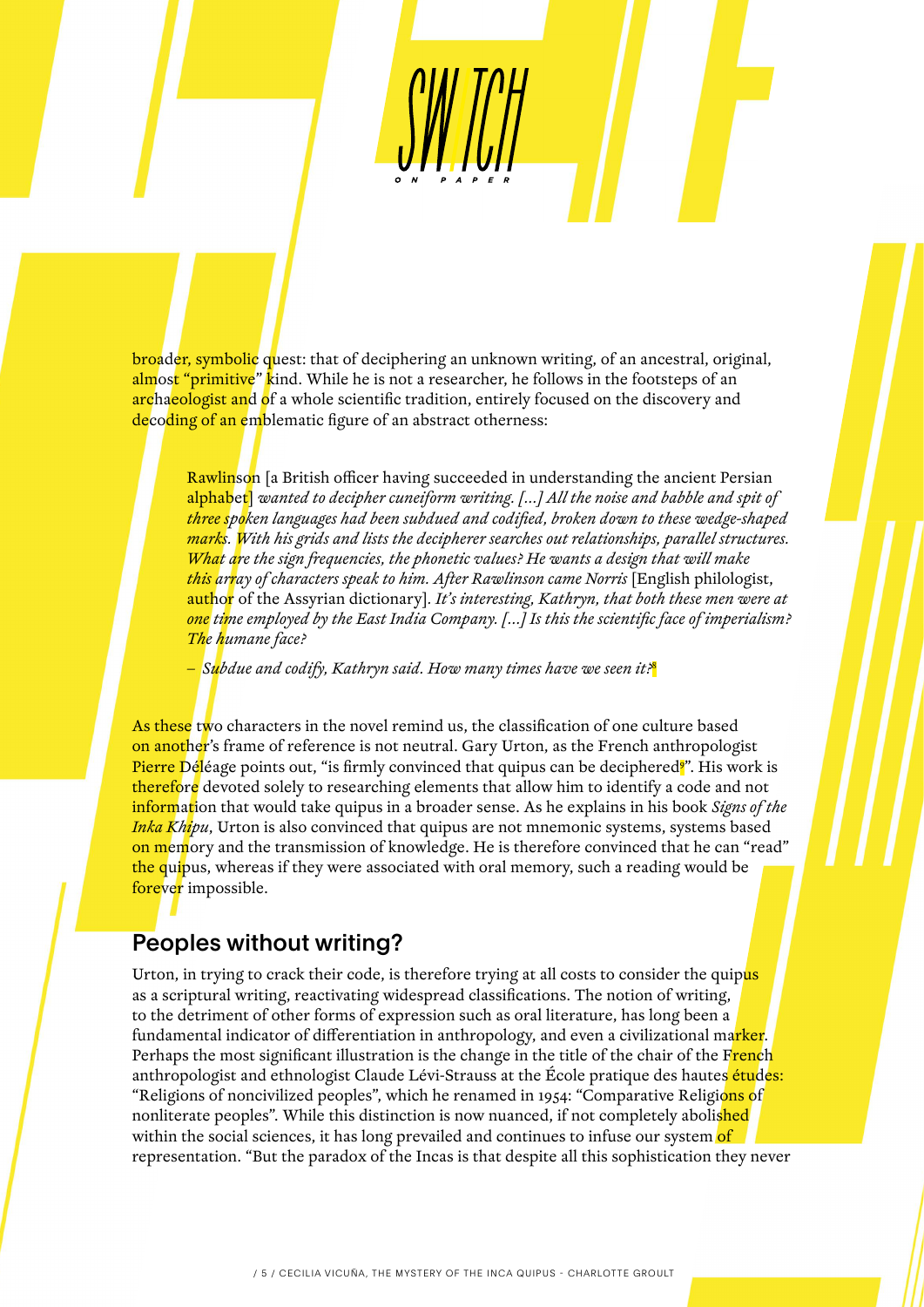broader, symbolic quest: that of deciphering an unknown writing, of an ancestral, original, almost "primitive" kind. While he is not a researcher, he follows in the footsteps of an archaeologist and of a whole scientific tradition, entirely focused on the discovery and decoding of an emblematic figure of an abstract otherness:

> Rawlinson [a British officer having succeeded in understanding the ancient Persian alphabet] *wanted to decipher cuneiform writing. [...] All the noise and babble and spit of three spoken languages had been subdued and codified, broken down to these wedge-shaped marks. With his grids and lists the decipherer searches out relationships, parallel structures. What are the sign frequencies, the phonetic values? He wants a design that will make this array of characters speak to him. After Rawlinson came Norris* [English philologist, author of the Assyrian dictionary]. *It's interesting, Kathryn, that both these men were at one time employed by the East India Company. [...] Is this the scientific face of imperialism? The humane face?*
>
> – *Subdue and codify, Kathryn said. How many times have we seen it?*[8]

As these two characters in the novel remind us, the classification of one culture based on another's frame of reference is not neutral. Gary Urton, as the French anthropologist Pierre Déléage points out, "is firmly convinced that quipus can be deciphered[9]". His work is therefore devoted solely to researching elements that allow him to identify a code and not information that would take quipus in a broader sense. As he explains in his book *Signs of the Inka Khipu*, Urton is also convinced that quipus are not mnemonic systems, systems based on memory and the transmission of knowledge. He is therefore convinced that he can "read" the quipus, whereas if they were associated with oral memory, such a reading would be forever impossible.

## Peoples without writing?

Urton, in trying to crack their code, is therefore trying at all costs to consider the quipus as a scriptural writing, reactivating widespread classifications. The notion of writing, to the detriment of other forms of expression such as oral literature, has long been a fundamental indicator of differentiation in anthropology, and even a civilizational marker. Perhaps the most significant illustration is the change in the title of the chair of the French anthropologist and ethnologist Claude Lévi-Strauss at the École pratique des hautes études: "Religions of noncivilized peoples", which he renamed in 1954: "Comparative Religions of nonliterate peoples". While this distinction is now nuanced, if not completely abolished within the social sciences, it has long prevailed and continues to infuse our system of representation. "But the paradox of the Incas is that despite all this sophistication they never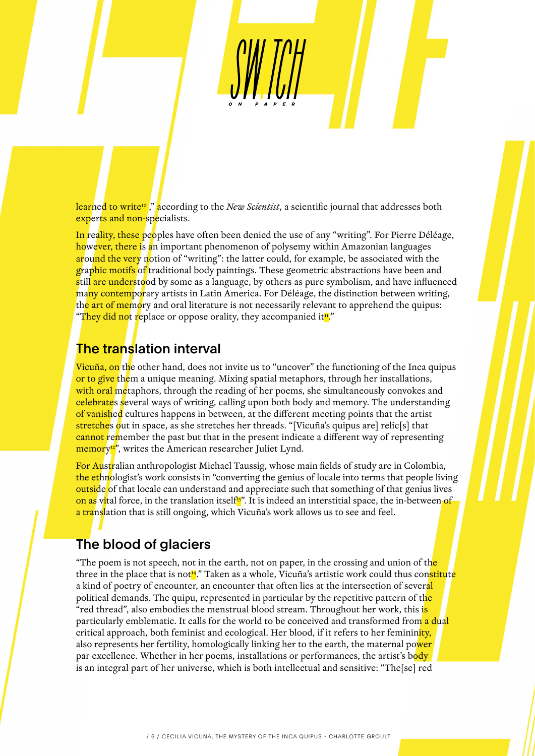learned to write[10]," according to the *New Scientist*, a scientific journal that addresses both experts and non-specialists.

In reality, these peoples have often been denied the use of any "writing". For Pierre Déléage, however, there is an important phenomenon of polysemy within Amazonian languages around the very notion of "writing": the latter could, for example, be associated with the graphic motifs of traditional body paintings. These geometric abstractions have been and still are understood by some as a language, by others as pure symbolism, and have influenced many contemporary artists in Latin America. For Déléage, the distinction between writing, the art of memory and oral literature is not necessarily relevant to apprehend the quipus: "They did not replace or oppose orality, they accompanied it[11]."

## The translation interval

Vicuña, on the other hand, does not invite us to "uncover" the functioning of the Inca quipus or to give them a unique meaning. Mixing spatial metaphors, through her installations, with oral metaphors, through the reading of her poems, she simultaneously convokes and celebrates several ways of writing, calling upon both body and memory. The understanding of vanished cultures happens in between, at the different meeting points that the artist stretches out in space, as she stretches her threads. "[Vicuña's quipus are] relic[s] that cannot remember the past but that in the present indicate a different way of representing memory[12]", writes the American researcher Juliet Lynd.

For Australian anthropologist Michael Taussig, whose main fields of study are in Colombia, the ethnologist's work consists in "converting the genius of locale into terms that people living outside of that locale can understand and appreciate such that something of that genius lives on as vital force, in the translation itself[13]". It is indeed an interstitial space, the in-between of a translation that is still ongoing, which Vicuña's work allows us to see and feel.

## The blood of glaciers

"The poem is not speech, not in the earth, not on paper, in the crossing and union of the three in the place that is not[14]." Taken as a whole, Vicuña's artistic work could thus constitute a kind of poetry of encounter, an encounter that often lies at the intersection of several political demands. The quipu, represented in particular by the repetitive pattern of the "red thread", also embodies the menstrual blood stream. Throughout her work, this is particularly emblematic. It calls for the world to be conceived and transformed from a dual critical approach, both feminist and ecological. Her blood, if it refers to her femininity, also represents her fertility, homologically linking her to the earth, the maternal power par excellence. Whether in her poems, installations or performances, the artist's body is an integral part of her universe, which is both intellectual and sensitive: "The[se] red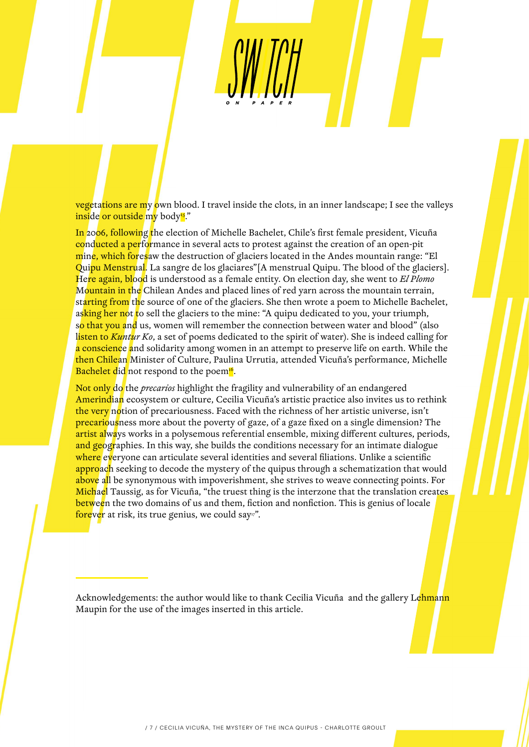vegetations are my own blood. I travel inside the clots, in an inner landscape; I see the valleys inside or outside my body[15]."

In 2006, following the election of Michelle Bachelet, Chile's first female president, Vicuña conducted a performance in several acts to protest against the creation of an open-pit mine, which foresaw the destruction of glaciers located in the Andes mountain range: "El Quipu Menstrual. La sangre de los glaciares"[A menstrual Quipu. The blood of the glaciers]. Here again, blood is understood as a female entity. On election day, she went to *El Plomo* Mountain in the Chilean Andes and placed lines of red yarn across the mountain terrain, starting from the source of one of the glaciers. She then wrote a poem to Michelle Bachelet, asking her not to sell the glaciers to the mine: "A quipu dedicated to you, your triumph, so that you and us, women will remember the connection between water and blood" (also listen to *Kuntur Ko*, a set of poems dedicated to the spirit of water). She is indeed calling for a conscience and solidarity among women in an attempt to preserve life on earth. While the then Chilean Minister of Culture, Paulina Urrutia, attended Vicuña's performance, Michelle Bachelet did not respond to the poem[16].

Not only do the *precarios* highlight the fragility and vulnerability of an endangered Amerindian ecosystem or culture, Cecilia Vicuña's artistic practice also invites us to rethink the very notion of precariousness. Faced with the richness of her artistic universe, isn't precariousness more about the poverty of gaze, of a gaze fixed on a single dimension? The artist always works in a polysemous referential ensemble, mixing different cultures, periods, and geographies. In this way, she builds the conditions necessary for an intimate dialogue where everyone can articulate several identities and several filiations. Unlike a scientific approach seeking to decode the mystery of the quipus through a schematization that would above all be synonymous with impoverishment, she strives to weave connecting points. For Michael Taussig, as for Vicuña, "the truest thing is the interzone that the translation creates between the two domains of us and them, fiction and nonfiction. This is genius of locale forever at risk, its true genius, we could say[17]".

---

Acknowledgements: the author would like to thank Cecilia Vicuña and the gallery Lehmann Maupin for the use of the images inserted in this article.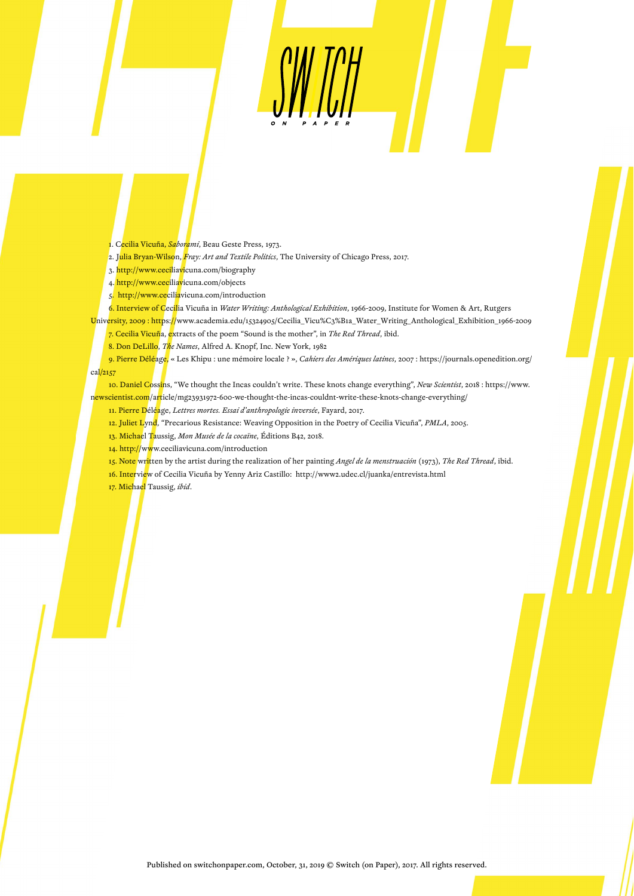1. Cecilia Vicuña, *Saborami*, Beau Geste Press, 1973.

2. Julia Bryan-Wilson, *Fray: Art and Textile Politics*, The University of Chicago Press, 2017.

3. http://www.ceciliavicuna.com/biography

4. http://www.ceciliavicuna.com/objects

5. http://www.ceciliavicuna.com/introduction

6. Interview of Cecilia Vicuña in *Water Writing: Anthological Exhibition*, 1966-2009, Institute for Women & Art, Rutgers University, 2009 : https://www.academia.edu/15324905/Cecilia_Vicu%C3%B1a_Water_Writing_Anthological_Exhibition_1966-2009

7. Cecilia Vicuña, extracts of the poem "Sound is the mother", in *The Red Thread*, ibid.

8. Don DeLillo, *The Names*, Alfred A. Knopf, Inc. New York, 1982

9. Pierre Déléage, « Les Khipu : une mémoire locale ? », *Cahiers des Amériques latines*, 2007 : https://journals.openedition.org/cal/2157

10. Daniel Cossins, "We thought the Incas couldn't write. These knots change everything", *New Scientist*, 2018 : https://www.newscientist.com/article/mg23931972-600-we-thought-the-incas-couldnt-write-these-knots-change-everything/

11. Pierre Déléage, *Lettres mortes. Essai d'anthropologie inversée*, Fayard, 2017.

12. Juliet Lynd, "Precarious Resistance: Weaving Opposition in the Poetry of Cecilia Vicuña", *PMLA*, 2005.

13. Michael Taussig, *Mon Musée de la cocaïne*, Éditions B42, 2018.

14. http://www.ceciliavicuna.com/introduction

15. Note written by the artist during the realization of her painting *Angel de la menstruación* (1973), *The Red Thread*, ibid.

16. Interview of Cecilia Vicuña by Yenny Ariz Castillo: http://www2.udec.cl/juanka/entrevista.html

17. Michael Taussig, *ibid*.

Published on switchonpaper.com, October, 31, 2019 © Switch (on Paper), 2017. All rights reserved.